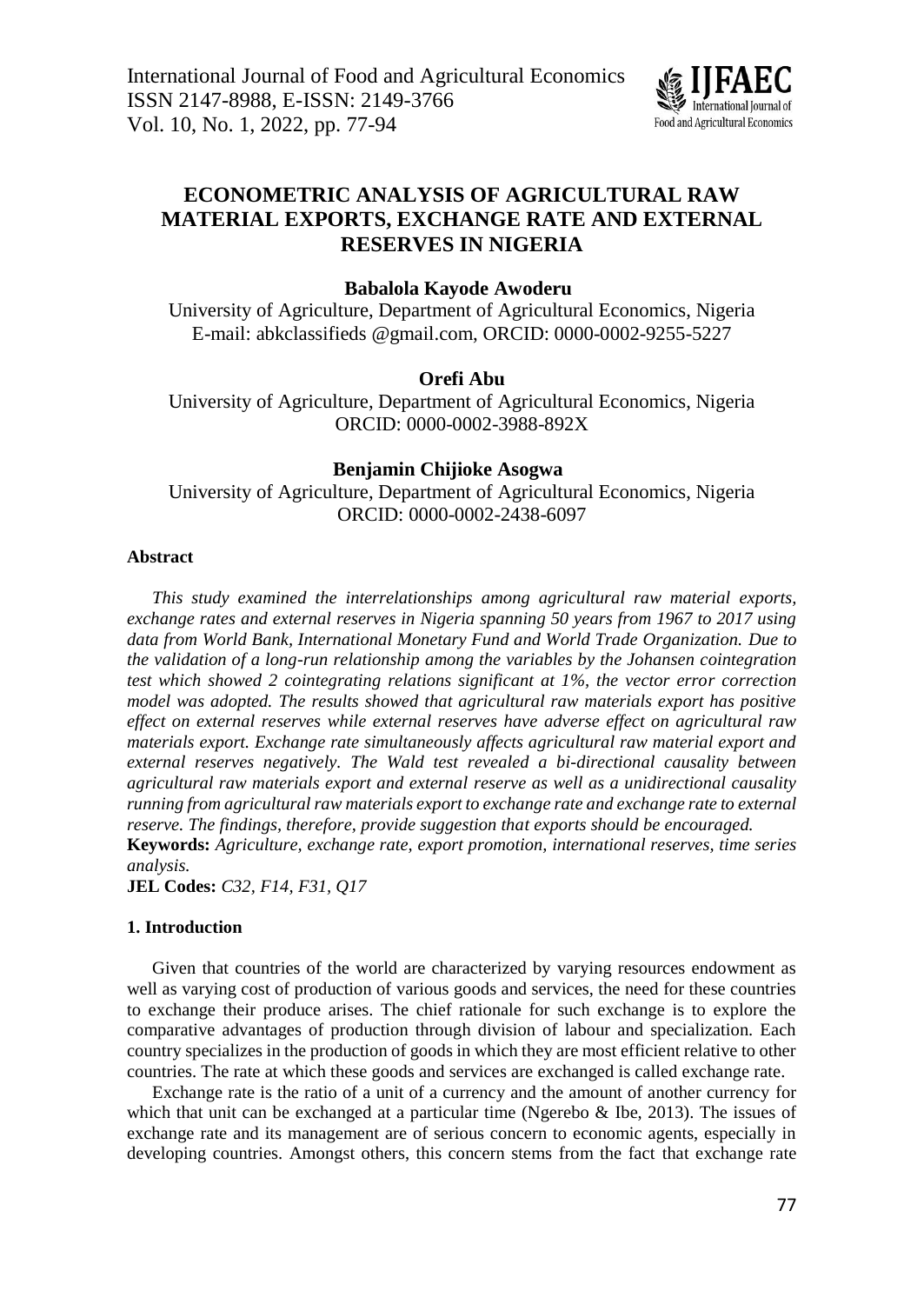# ECONOMETRIC ANALYSIS OF AGRICULTURAL RAW MATERIAL EXPORTS, EXCHANGE RATE AND EXTERNAL RESERVES IN NIGERIA

**Babalola Kayode Awoderu**

University of Agriculture, Department of Agricultural Economics, Nigeria
E-mail: abkclassifieds @gmail.com, ORCID: 0000-0002-9255-5227

**Orefi Abu**

University of Agriculture, Department of Agricultural Economics, Nigeria
ORCID: 0000-0002-3988-892X

**Benjamin Chijioke Asogwa**

University of Agriculture, Department of Agricultural Economics, Nigeria
ORCID: 0000-0002-2438-6097

### Abstract

*This study examined the interrelationships among agricultural raw material exports, exchange rates and external reserves in Nigeria spanning 50 years from 1967 to 2017 using data from World Bank, International Monetary Fund and World Trade Organization. Due to the validation of a long-run relationship among the variables by the Johansen cointegration test which showed 2 cointegrating relations significant at 1%, the vector error correction model was adopted. The results showed that agricultural raw materials export has positive effect on external reserves while external reserves have adverse effect on agricultural raw materials export. Exchange rate simultaneously affects agricultural raw material export and external reserves negatively. The Wald test revealed a bi-directional causality between agricultural raw materials export and external reserve as well as a unidirectional causality running from agricultural raw materials export to exchange rate and exchange rate to external reserve. The findings, therefore, provide suggestion that exports should be encouraged.*

**Keywords:** *Agriculture, exchange rate, export promotion, international reserves, time series analysis.*

**JEL Codes:** *C32, F14, F31, Q17*

### 1. Introduction

Given that countries of the world are characterized by varying resources endowment as well as varying cost of production of various goods and services, the need for these countries to exchange their produce arises. The chief rationale for such exchange is to explore the comparative advantages of production through division of labour and specialization. Each country specializes in the production of goods in which they are most efficient relative to other countries. The rate at which these goods and services are exchanged is called exchange rate.

Exchange rate is the ratio of a unit of a currency and the amount of another currency for which that unit can be exchanged at a particular time (Ngerebo & Ibe, 2013). The issues of exchange rate and its management are of serious concern to economic agents, especially in developing countries. Amongst others, this concern stems from the fact that exchange rate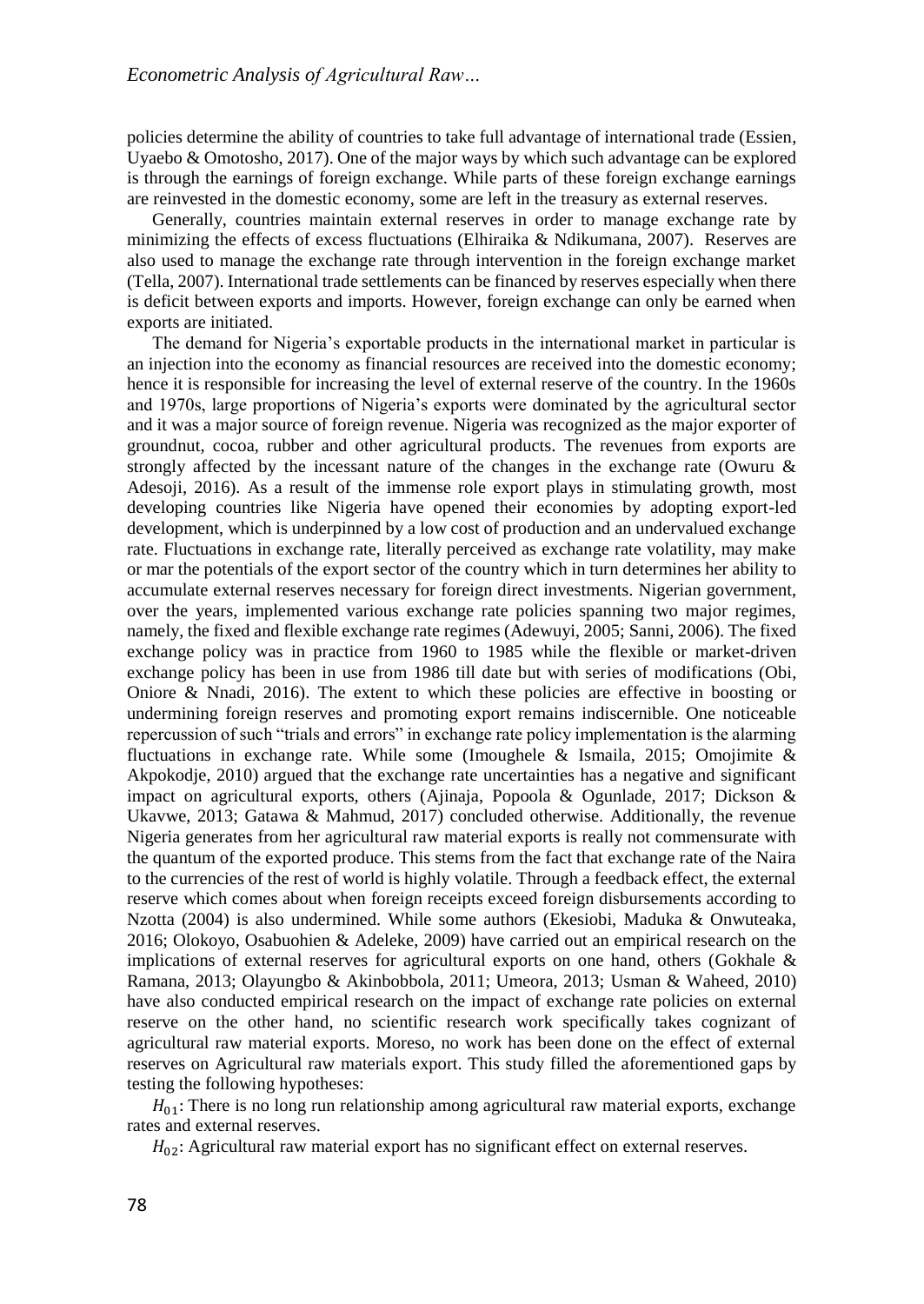policies determine the ability of countries to take full advantage of international trade (Essien, Uyaebo & Omotosho, 2017). One of the major ways by which such advantage can be explored is through the earnings of foreign exchange. While parts of these foreign exchange earnings are reinvested in the domestic economy, some are left in the treasury as external reserves.

Generally, countries maintain external reserves in order to manage exchange rate by minimizing the effects of excess fluctuations (Elhiraika & Ndikumana, 2007). Reserves are also used to manage the exchange rate through intervention in the foreign exchange market (Tella, 2007). International trade settlements can be financed by reserves especially when there is deficit between exports and imports. However, foreign exchange can only be earned when exports are initiated.

The demand for Nigeria's exportable products in the international market in particular is an injection into the economy as financial resources are received into the domestic economy; hence it is responsible for increasing the level of external reserve of the country. In the 1960s and 1970s, large proportions of Nigeria's exports were dominated by the agricultural sector and it was a major source of foreign revenue. Nigeria was recognized as the major exporter of groundnut, cocoa, rubber and other agricultural products. The revenues from exports are strongly affected by the incessant nature of the changes in the exchange rate (Owuru & Adesoji, 2016). As a result of the immense role export plays in stimulating growth, most developing countries like Nigeria have opened their economies by adopting export-led development, which is underpinned by a low cost of production and an undervalued exchange rate. Fluctuations in exchange rate, literally perceived as exchange rate volatility, may make or mar the potentials of the export sector of the country which in turn determines her ability to accumulate external reserves necessary for foreign direct investments. Nigerian government, over the years, implemented various exchange rate policies spanning two major regimes, namely, the fixed and flexible exchange rate regimes (Adewuyi, 2005; Sanni, 2006). The fixed exchange policy was in practice from 1960 to 1985 while the flexible or market-driven exchange policy has been in use from 1986 till date but with series of modifications (Obi, Oniore & Nnadi, 2016). The extent to which these policies are effective in boosting or undermining foreign reserves and promoting export remains indiscernible. One noticeable repercussion of such "trials and errors" in exchange rate policy implementation is the alarming fluctuations in exchange rate. While some (Imoughele & Ismaila, 2015; Omojimite & Akpokodje, 2010) argued that the exchange rate uncertainties has a negative and significant impact on agricultural exports, others (Ajinaja, Popoola & Ogunlade, 2017; Dickson & Ukavwe, 2013; Gatawa & Mahmud, 2017) concluded otherwise. Additionally, the revenue Nigeria generates from her agricultural raw material exports is really not commensurate with the quantum of the exported produce. This stems from the fact that exchange rate of the Naira to the currencies of the rest of world is highly volatile. Through a feedback effect, the external reserve which comes about when foreign receipts exceed foreign disbursements according to Nzotta (2004) is also undermined. While some authors (Ekesiobi, Maduka & Onwuteaka, 2016; Olokoyo, Osabuohien & Adeleke, 2009) have carried out an empirical research on the implications of external reserves for agricultural exports on one hand, others (Gokhale & Ramana, 2013; Olayungbo & Akinbobbola, 2011; Umeora, 2013; Usman & Waheed, 2010) have also conducted empirical research on the impact of exchange rate policies on external reserve on the other hand, no scientific research work specifically takes cognizant of agricultural raw material exports. Moreso, no work has been done on the effect of external reserves on Agricultural raw materials export. This study filled the aforementioned gaps by testing the following hypotheses:

$H_{01}$: There is no long run relationship among agricultural raw material exports, exchange rates and external reserves.

$H_{02}$: Agricultural raw material export has no significant effect on external reserves.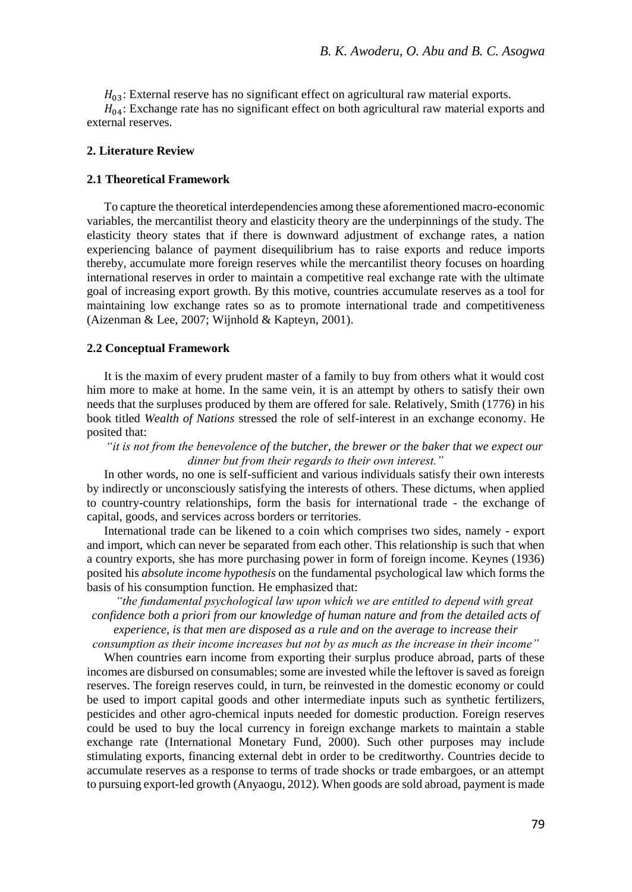$H_{03}$: External reserve has no significant effect on agricultural raw material exports.

$H_{04}$: Exchange rate has no significant effect on both agricultural raw material exports and external reserves.

## 2. Literature Review

### 2.1 Theoretical Framework

To capture the theoretical interdependencies among these aforementioned macro-economic variables, the mercantilist theory and elasticity theory are the underpinnings of the study. The elasticity theory states that if there is downward adjustment of exchange rates, a nation experiencing balance of payment disequilibrium has to raise exports and reduce imports thereby, accumulate more foreign reserves while the mercantilist theory focuses on hoarding international reserves in order to maintain a competitive real exchange rate with the ultimate goal of increasing export growth. By this motive, countries accumulate reserves as a tool for maintaining low exchange rates so as to promote international trade and competitiveness (Aizenman & Lee, 2007; Wijnhold & Kapteyn, 2001).

### 2.2 Conceptual Framework

It is the maxim of every prudent master of a family to buy from others what it would cost him more to make at home. In the same vein, it is an attempt by others to satisfy their own needs that the surpluses produced by them are offered for sale. Relatively, Smith (1776) in his book titled *Wealth of Nations* stressed the role of self-interest in an exchange economy. He posited that:

> *"it is not from the benevolence of the butcher, the brewer or the baker that we expect our dinner but from their regards to their own interest."*

In other words, no one is self-sufficient and various individuals satisfy their own interests by indirectly or unconsciously satisfying the interests of others. These dictums, when applied to country-country relationships, form the basis for international trade - the exchange of capital, goods, and services across borders or territories.

International trade can be likened to a coin which comprises two sides, namely - export and import, which can never be separated from each other. This relationship is such that when a country exports, she has more purchasing power in form of foreign income. Keynes (1936) posited his *absolute income hypothesis* on the fundamental psychological law which forms the basis of his consumption function. He emphasized that:

> *"the fundamental psychological law upon which we are entitled to depend with great confidence both a priori from our knowledge of human nature and from the detailed acts of experience, is that men are disposed as a rule and on the average to increase their consumption as their income increases but not by as much as the increase in their income"*

When countries earn income from exporting their surplus produce abroad, parts of these incomes are disbursed on consumables; some are invested while the leftover is saved as foreign reserves. The foreign reserves could, in turn, be reinvested in the domestic economy or could be used to import capital goods and other intermediate inputs such as synthetic fertilizers, pesticides and other agro-chemical inputs needed for domestic production. Foreign reserves could be used to buy the local currency in foreign exchange markets to maintain a stable exchange rate (International Monetary Fund, 2000). Such other purposes may include stimulating exports, financing external debt in order to be creditworthy. Countries decide to accumulate reserves as a response to terms of trade shocks or trade embargoes, or an attempt to pursuing export-led growth (Anyaogu, 2012). When goods are sold abroad, payment is made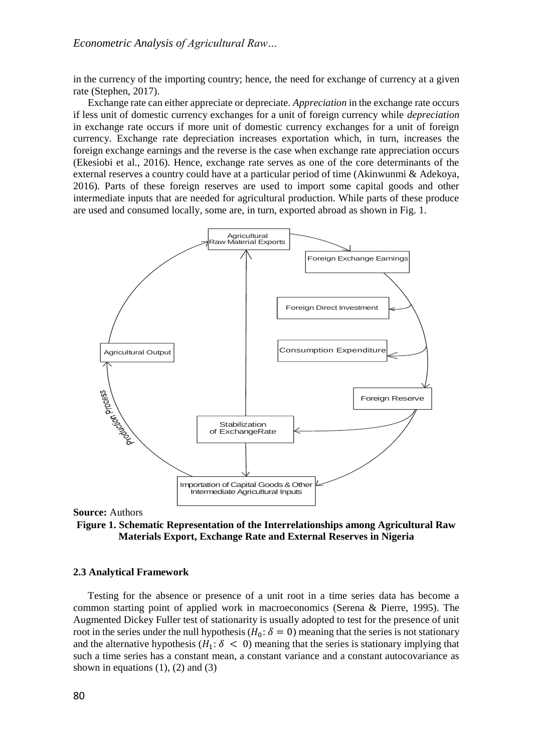in the currency of the importing country; hence, the need for exchange of currency at a given rate (Stephen, 2017).

Exchange rate can either appreciate or depreciate. *Appreciation* in the exchange rate occurs if less unit of domestic currency exchanges for a unit of foreign currency while *depreciation* in exchange rate occurs if more unit of domestic currency exchanges for a unit of foreign currency. Exchange rate depreciation increases exportation which, in turn, increases the foreign exchange earnings and the reverse is the case when exchange rate appreciation occurs (Ekesiobi et al., 2016). Hence, exchange rate serves as one of the core determinants of the external reserves a country could have at a particular period of time (Akinwunmi & Adekoya, 2016). Parts of these foreign reserves are used to import some capital goods and other intermediate inputs that are needed for agricultural production. While parts of these produce are used and consumed locally, some are, in turn, exported abroad as shown in Fig. 1.

**Source:** Authors

**Figure 1. Schematic Representation of the Interrelationships among Agricultural Raw Materials Export, Exchange Rate and External Reserves in Nigeria**

### 2.3 Analytical Framework

Testing for the absence or presence of a unit root in a time series data has become a common starting point of applied work in macroeconomics (Serena & Pierre, 1995). The Augmented Dickey Fuller test of stationarity is usually adopted to test for the presence of unit root in the series under the null hypothesis ($H_0: \delta = 0$) meaning that the series is not stationary and the alternative hypothesis ($H_1: \delta < 0$) meaning that the series is stationary implying that such a time series has a constant mean, a constant variance and a constant autocovariance as shown in equations (1), (2) and (3)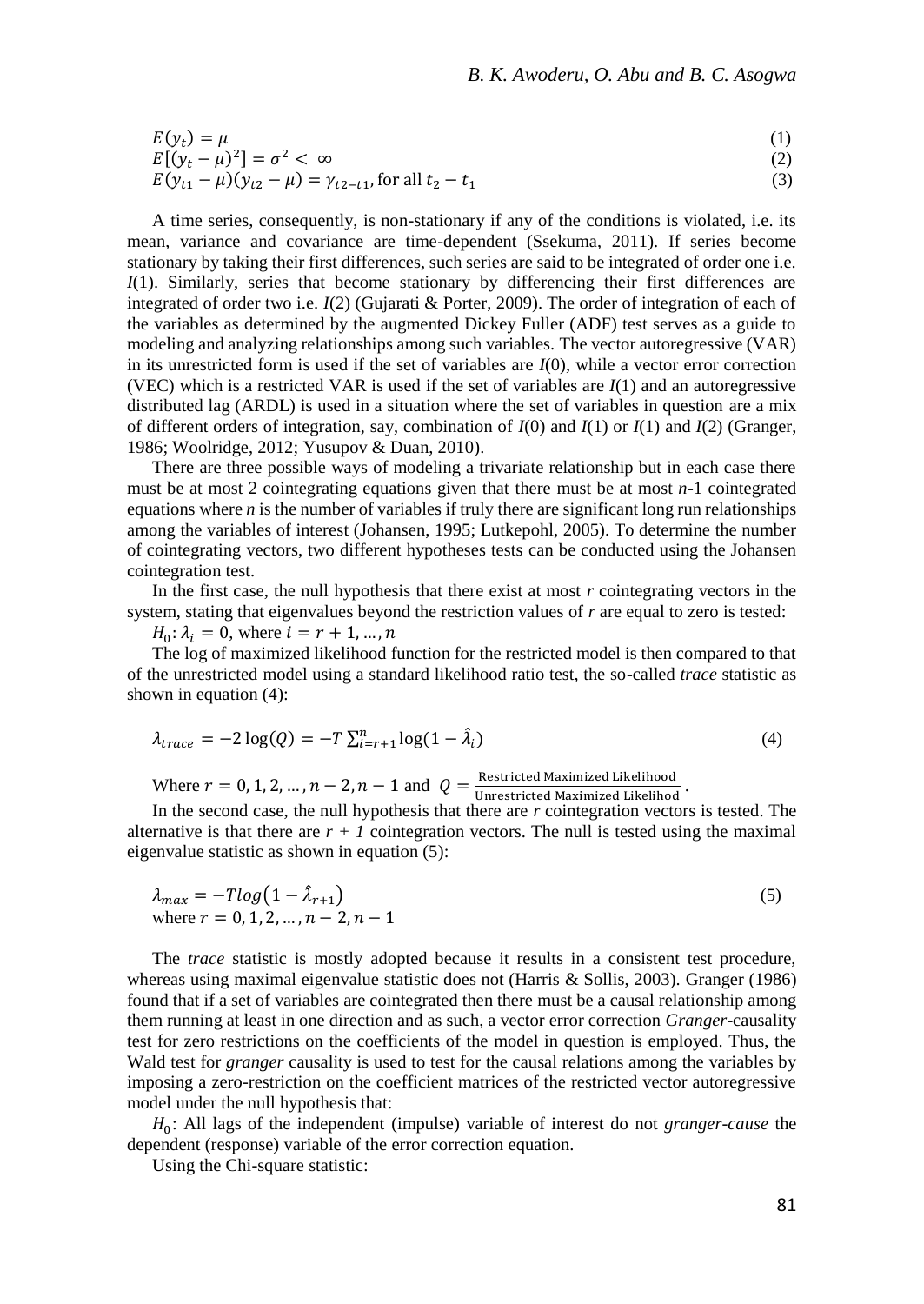$$E(y_t) = \mu \tag{1}$$

$$E[(y_t - \mu)^2] = \sigma^2 < \infty \tag{2}$$

$$E(y_{t1} - \mu)(y_{t2} - \mu) = \gamma_{t2-t1}, \text{for all } t_2 - t_1 \tag{3}$$

A time series, consequently, is non-stationary if any of the conditions is violated, i.e. its mean, variance and covariance are time-dependent (Ssekuma, 2011). If series become stationary by taking their first differences, such series are said to be integrated of order one i.e. *I*(1). Similarly, series that become stationary by differencing their first differences are integrated of order two i.e. *I*(2) (Gujarati & Porter, 2009). The order of integration of each of the variables as determined by the augmented Dickey Fuller (ADF) test serves as a guide to modeling and analyzing relationships among such variables. The vector autoregressive (VAR) in its unrestricted form is used if the set of variables are *I*(0), while a vector error correction (VEC) which is a restricted VAR is used if the set of variables are *I*(1) and an autoregressive distributed lag (ARDL) is used in a situation where the set of variables in question are a mix of different orders of integration, say, combination of *I*(0) and *I*(1) or *I*(1) and *I*(2) (Granger, 1986; Woolridge, 2012; Yusupov & Duan, 2010).

There are three possible ways of modeling a trivariate relationship but in each case there must be at most 2 cointegrating equations given that there must be at most $n$-1 cointegrated equations where $n$ is the number of variables if truly there are significant long run relationships among the variables of interest (Johansen, 1995; Lutkepohl, 2005). To determine the number of cointegrating vectors, two different hypotheses tests can be conducted using the Johansen cointegration test.

In the first case, the null hypothesis that there exist at most $r$ cointegrating vectors in the system, stating that eigenvalues beyond the restriction values of $r$ are equal to zero is tested:

$H_0: \lambda_i = 0$, where $i = r + 1, \ldots, n$

The log of maximized likelihood function for the restricted model is then compared to that of the unrestricted model using a standard likelihood ratio test, the so-called *trace* statistic as shown in equation (4):

$$\lambda_{trace} = -2\log(Q) = -T\sum_{i=r+1}^{n}\log(1 - \hat{\lambda}_i) \tag{4}$$

Where $r = 0, 1, 2, \ldots, n-2, n-1$ and $Q = \frac{\text{Restricted Maximized Likelihood}}{\text{Unrestricted Maximized Likelihood}}$.

In the second case, the null hypothesis that there are $r$ cointegration vectors is tested. The alternative is that there are $r + 1$ cointegration vectors. The null is tested using the maximal eigenvalue statistic as shown in equation (5):

$$\lambda_{max} = -T\log\left(1 - \hat{\lambda}_{r+1}\right) \tag{5}$$

where $r = 0, 1, 2, \ldots, n-2, n-1$

The *trace* statistic is mostly adopted because it results in a consistent test procedure, whereas using maximal eigenvalue statistic does not (Harris & Sollis, 2003). Granger (1986) found that if a set of variables are cointegrated then there must be a causal relationship among them running at least in one direction and as such, a vector error correction *Granger*-causality test for zero restrictions on the coefficients of the model in question is employed. Thus, the Wald test for *granger* causality is used to test for the causal relations among the variables by imposing a zero-restriction on the coefficient matrices of the restricted vector autoregressive model under the null hypothesis that:

$H_0$: All lags of the independent (impulse) variable of interest do not *granger-cause* the dependent (response) variable of the error correction equation.

Using the Chi-square statistic: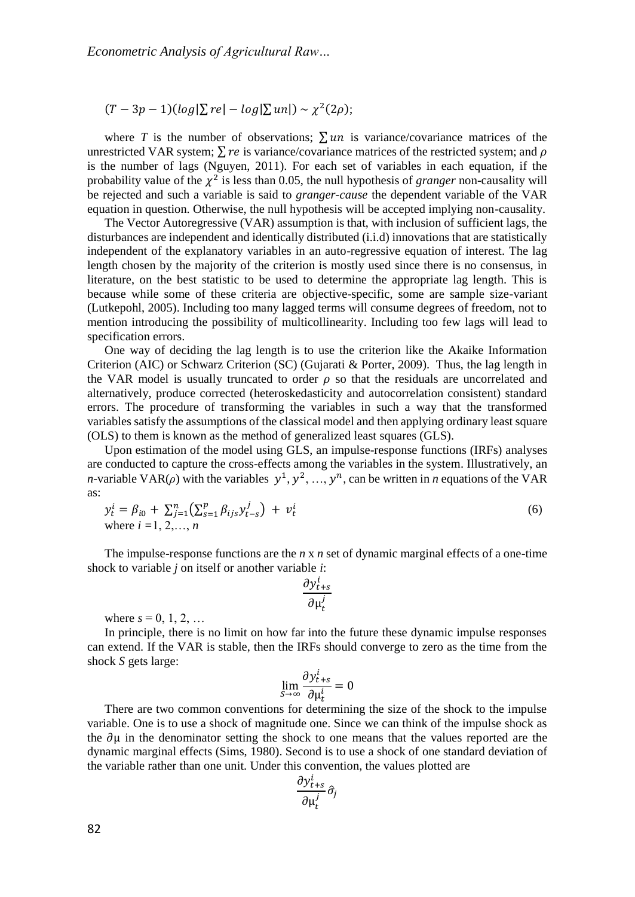$$(T - 3p - 1)(log|\sum re| - log|\sum un|) \sim \chi^2(2\rho);$$

where $T$ is the number of observations; $\sum un$ is variance/covariance matrices of the unrestricted VAR system; $\sum re$ is variance/covariance matrices of the restricted system; and $\rho$ is the number of lags (Nguyen, 2011). For each set of variables in each equation, if the probability value of the $\chi^2$ is less than 0.05, the null hypothesis of *granger* non-causality will be rejected and such a variable is said to *granger-cause* the dependent variable of the VAR equation in question. Otherwise, the null hypothesis will be accepted implying non-causality.

The Vector Autoregressive (VAR) assumption is that, with inclusion of sufficient lags, the disturbances are independent and identically distributed (i.i.d) innovations that are statistically independent of the explanatory variables in an auto-regressive equation of interest. The lag length chosen by the majority of the criterion is mostly used since there is no consensus, in literature, on the best statistic to be used to determine the appropriate lag length. This is because while some of these criteria are objective-specific, some are sample size-variant (Lutkepohl, 2005). Including too many lagged terms will consume degrees of freedom, not to mention introducing the possibility of multicollinearity. Including too few lags will lead to specification errors.

One way of deciding the lag length is to use the criterion like the Akaike Information Criterion (AIC) or Schwarz Criterion (SC) (Gujarati & Porter, 2009). Thus, the lag length in the VAR model is usually truncated to order $\rho$ so that the residuals are uncorrelated and alternatively, produce corrected (heteroskedasticity and autocorrelation consistent) standard errors. The procedure of transforming the variables in such a way that the transformed variables satisfy the assumptions of the classical model and then applying ordinary least square (OLS) to them is known as the method of generalized least squares (GLS).

Upon estimation of the model using GLS, an impulse-response functions (IRFs) analyses are conducted to capture the cross-effects among the variables in the system. Illustratively, an *n*-variable VAR($\rho$) with the variables $y^1, y^2, \ldots, y^n$, can be written in *n* equations of the VAR as:

$$y_t^i = \beta_{i0} + \sum_{j=1}^{n}\left(\sum_{s=1}^{p}\beta_{ijs}y_{t-s}^j\right) + v_t^i \quad (6)$$

where $i = 1, 2, \ldots, n$

The impulse-response functions are the $n$ x $n$ set of dynamic marginal effects of a one-time shock to variable $j$ on itself or another variable $i$:

$$\frac{\partial y_{t+s}^i}{\partial \mu_t^j}$$

where $s = 0, 1, 2, \ldots$

In principle, there is no limit on how far into the future these dynamic impulse responses can extend. If the VAR is stable, then the IRFs should converge to zero as the time from the shock $S$ gets large:

$$\lim_{S \to \infty} \frac{\partial y_{t+s}^i}{\partial \mu_t^i} = 0$$

There are two common conventions for determining the size of the shock to the impulse variable. One is to use a shock of magnitude one. Since we can think of the impulse shock as the $\partial\mu$ in the denominator setting the shock to one means that the values reported are the dynamic marginal effects (Sims, 1980). Second is to use a shock of one standard deviation of the variable rather than one unit. Under this convention, the values plotted are

$$\frac{\partial y_{t+s}^i}{\partial \mu_t^j}\hat{\sigma}_j$$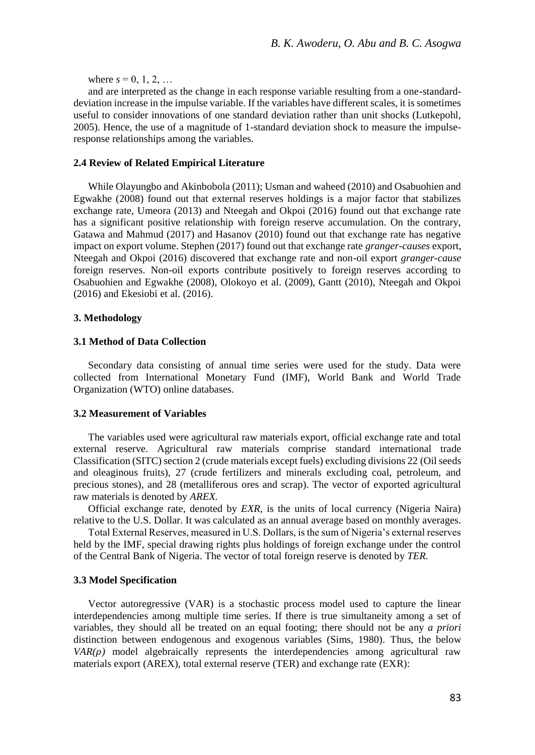where $s = 0, 1, 2, \ldots$

and are interpreted as the change in each response variable resulting from a one-standard-deviation increase in the impulse variable. If the variables have different scales, it is sometimes useful to consider innovations of one standard deviation rather than unit shocks (Lutkepohl, 2005). Hence, the use of a magnitude of 1-standard deviation shock to measure the impulse-response relationships among the variables.

### 2.4 Review of Related Empirical Literature

While Olayungbo and Akinbobola (2011); Usman and waheed (2010) and Osabuohien and Egwakhe (2008) found out that external reserves holdings is a major factor that stabilizes exchange rate, Umeora (2013) and Nteegah and Okpoi (2016) found out that exchange rate has a significant positive relationship with foreign reserve accumulation. On the contrary, Gatawa and Mahmud (2017) and Hasanov (2010) found out that exchange rate has negative impact on export volume. Stephen (2017) found out that exchange rate *granger-causes* export, Nteegah and Okpoi (2016) discovered that exchange rate and non-oil export *granger-cause* foreign reserves. Non-oil exports contribute positively to foreign reserves according to Osabuohien and Egwakhe (2008), Olokoyo et al. (2009), Gantt (2010), Nteegah and Okpoi (2016) and Ekesiobi et al. (2016).

## 3. Methodology

### 3.1 Method of Data Collection

Secondary data consisting of annual time series were used for the study. Data were collected from International Monetary Fund (IMF), World Bank and World Trade Organization (WTO) online databases.

### 3.2 Measurement of Variables

The variables used were agricultural raw materials export, official exchange rate and total external reserve. Agricultural raw materials comprise standard international trade Classification (SITC) section 2 (crude materials except fuels) excluding divisions 22 (Oil seeds and oleaginous fruits), 27 (crude fertilizers and minerals excluding coal, petroleum, and precious stones), and 28 (metalliferous ores and scrap). The vector of exported agricultural raw materials is denoted by *AREX*.

Official exchange rate, denoted by *EXR*, is the units of local currency (Nigeria Naira) relative to the U.S. Dollar. It was calculated as an annual average based on monthly averages.

Total External Reserves, measured in U.S. Dollars, is the sum of Nigeria's external reserves held by the IMF, special drawing rights plus holdings of foreign exchange under the control of the Central Bank of Nigeria. The vector of total foreign reserve is denoted by *TER*.

### 3.3 Model Specification

Vector autoregressive (VAR) is a stochastic process model used to capture the linear interdependencies among multiple time series. If there is true simultaneity among a set of variables, they should all be treated on an equal footing; there should not be any *a priori* distinction between endogenous and exogenous variables (Sims, 1980). Thus, the below $VAR(\rho)$ model algebraically represents the interdependencies among agricultural raw materials export (AREX), total external reserve (TER) and exchange rate (EXR):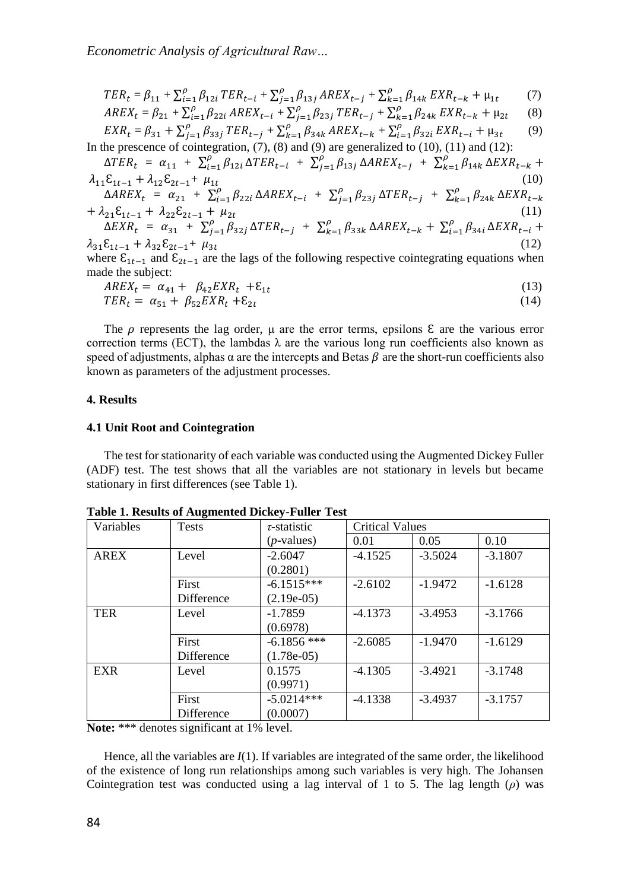$$TER_t = \beta_{11} + \sum_{i=1}^{\rho} \beta_{12i}\, TER_{t-i} + \sum_{j=1}^{\rho} \beta_{13j}\, AREX_{t-j} + \sum_{k=1}^{\rho} \beta_{14k}\, EXR_{t-k} + \mu_{1t} \quad (7)$$

$$AREX_t = \beta_{21} + \sum_{i=1}^{\rho} \beta_{22i}\, AREX_{t-i} + \sum_{j=1}^{\rho} \beta_{23j}\, TER_{t-j} + \sum_{k=1}^{\rho} \beta_{24k}\, EXR_{t-k} + \mu_{2t} \quad (8)$$

$$EXR_t = \beta_{31} + \sum_{j=1}^{\rho} \beta_{33j}\, TER_{t-j} + \sum_{k=1}^{\rho} \beta_{34k}\, AREX_{t-k} + \sum_{i=1}^{\rho} \beta_{32i}\, EXR_{t-i} + \mu_{3t} \quad (9)$$

In the prescence of cointegration, (7), (8) and (9) are generalized to (10), (11) and (12):

$$\Delta TER_t = \alpha_{11} + \sum_{i=1}^{\rho} \beta_{12i}\, \Delta TER_{t-i} + \sum_{j=1}^{\rho} \beta_{13j}\, \Delta AREX_{t-j} + \sum_{k=1}^{\rho} \beta_{14k}\, \Delta EXR_{t-k} + \lambda_{11}\mathcal{E}_{1t-1} + \lambda_{12}\mathcal{E}_{2t-1} + \mu_{1t} \quad (10)$$

$$\Delta AREX_t = \alpha_{21} + \sum_{i=1}^{\rho} \beta_{22i}\, \Delta AREX_{t-i} + \sum_{j=1}^{\rho} \beta_{23j}\, \Delta TER_{t-j} + \sum_{k=1}^{\rho} \beta_{24k}\, \Delta EXR_{t-k} + \lambda_{21}\mathcal{E}_{1t-1} + \lambda_{22}\mathcal{E}_{2t-1} + \mu_{2t} \quad (11)$$

$$\Delta EXR_t = \alpha_{31} + \sum_{j=1}^{\rho} \beta_{32j}\, \Delta TER_{t-j} + \sum_{k=1}^{\rho} \beta_{33k}\, \Delta AREX_{t-k} + \sum_{i=1}^{\rho} \beta_{34i}\, \Delta EXR_{t-i} + \lambda_{31}\mathcal{E}_{1t-1} + \lambda_{32}\mathcal{E}_{2t-1} + \mu_{3t} \quad (12)$$

where $\mathcal{E}_{1t-1}$ and $\mathcal{E}_{2t-1}$ are the lags of the following respective cointegrating equations when made the subject:

$$AREX_t = \alpha_{41} + \beta_{42} EXR_t + \mathcal{E}_{1t} \quad (13)$$

$$TER_t = \alpha_{51} + \beta_{52} EXR_t + \mathcal{E}_{2t} \quad (14)$$

The $\rho$ represents the lag order, $\mu$ are the error terms, epsilons $\mathcal{E}$ are the various error correction terms (ECT), the lambdas $\lambda$ are the various long run coefficients also known as speed of adjustments, alphas $\alpha$ are the intercepts and Betas $\beta$ are the short-run coefficients also known as parameters of the adjustment processes.

## 4. Results

### 4.1 Unit Root and Cointegration

The test for stationarity of each variable was conducted using the Augmented Dickey Fuller (ADF) test. The test shows that all the variables are not stationary in levels but became stationary in first differences (see Table 1).

**Table 1. Results of Augmented Dickey-Fuller Test**

| Variables | Tests | $\tau$-statistic ($p$-values) | Critical Values | | |
|---|---|---|---|---|---|
| | | | 0.01 | 0.05 | 0.10 |
| AREX | Level | -2.6047 (0.2801) | -4.1525 | -3.5024 | -3.1807 |
| | First Difference | -6.1515*** (2.19e-05) | -2.6102 | -1.9472 | -1.6128 |
| TER | Level | -1.7859 (0.6978) | -4.1373 | -3.4953 | -3.1766 |
| | First Difference | -6.1856 *** (1.78e-05) | -2.6085 | -1.9470 | -1.6129 |
| EXR | Level | 0.1575 (0.9971) | -4.1305 | -3.4921 | -3.1748 |
| | First Difference | -5.0214*** (0.0007) | -4.1338 | -3.4937 | -3.1757 |

**Note:** *** denotes significant at 1% level.

Hence, all the variables are $I(1)$. If variables are integrated of the same order, the likelihood of the existence of long run relationships among such variables is very high. The Johansen Cointegration test was conducted using a lag interval of 1 to 5. The lag length ($\rho$) was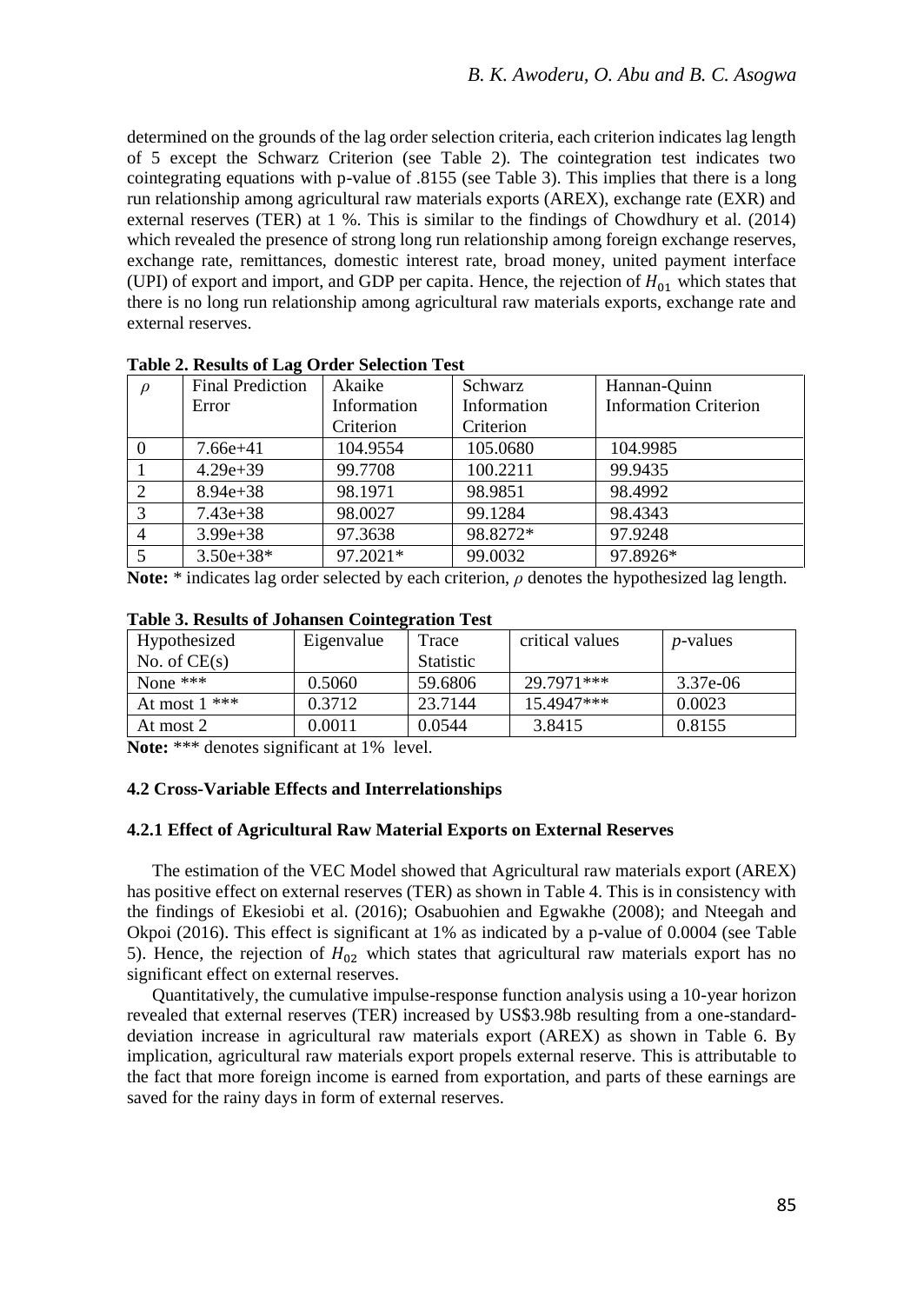determined on the grounds of the lag order selection criteria, each criterion indicates lag length of 5 except the Schwarz Criterion (see Table 2). The cointegration test indicates two cointegrating equations with p-value of .8155 (see Table 3). This implies that there is a long run relationship among agricultural raw materials exports (AREX), exchange rate (EXR) and external reserves (TER) at 1 %. This is similar to the findings of Chowdhury et al. (2014) which revealed the presence of strong long run relationship among foreign exchange reserves, exchange rate, remittances, domestic interest rate, broad money, united payment interface (UPI) of export and import, and GDP per capita. Hence, the rejection of $H_{01}$ which states that there is no long run relationship among agricultural raw materials exports, exchange rate and external reserves.

**Table 2. Results of Lag Order Selection Test**

| $\rho$ | Final Prediction Error | Akaike Information Criterion | Schwarz Information Criterion | Hannan-Quinn Information Criterion |
|---|---|---|---|---|
| 0 | 7.66e+41 | 104.9554 | 105.0680 | 104.9985 |
| 1 | 4.29e+39 | 99.7708 | 100.2211 | 99.9435 |
| 2 | 8.94e+38 | 98.1971 | 98.9851 | 98.4992 |
| 3 | 7.43e+38 | 98.0027 | 99.1284 | 98.4343 |
| 4 | 3.99e+38 | 97.3638 | 98.8272* | 97.9248 |
| 5 | 3.50e+38* | 97.2021* | 99.0032 | 97.8926* |

**Note:** * indicates lag order selected by each criterion, $\rho$ denotes the hypothesized lag length.

**Table 3. Results of Johansen Cointegration Test**

| Hypothesized No. of CE(s) | Eigenvalue | Trace Statistic | critical values | *p*-values |
|---|---|---|---|---|
| None *** | 0.5060 | 59.6806 | 29.7971*** | 3.37e-06 |
| At most 1 *** | 0.3712 | 23.7144 | 15.4947*** | 0.0023 |
| At most 2 | 0.0011 | 0.0544 | 3.8415 | 0.8155 |

**Note:** *** denotes significant at 1% level.

#### 4.2 Cross-Variable Effects and Interrelationships

##### 4.2.1 Effect of Agricultural Raw Material Exports on External Reserves

The estimation of the VEC Model showed that Agricultural raw materials export (AREX) has positive effect on external reserves (TER) as shown in Table 4. This is in consistency with the findings of Ekesiobi et al. (2016); Osabuohien and Egwakhe (2008); and Nteegah and Okpoi (2016). This effect is significant at 1% as indicated by a p-value of 0.0004 (see Table 5). Hence, the rejection of $H_{02}$ which states that agricultural raw materials export has no significant effect on external reserves.

Quantitatively, the cumulative impulse-response function analysis using a 10-year horizon revealed that external reserves (TER) increased by US$3.98b resulting from a one-standard-deviation increase in agricultural raw materials export (AREX) as shown in Table 6. By implication, agricultural raw materials export propels external reserve. This is attributable to the fact that more foreign income is earned from exportation, and parts of these earnings are saved for the rainy days in form of external reserves.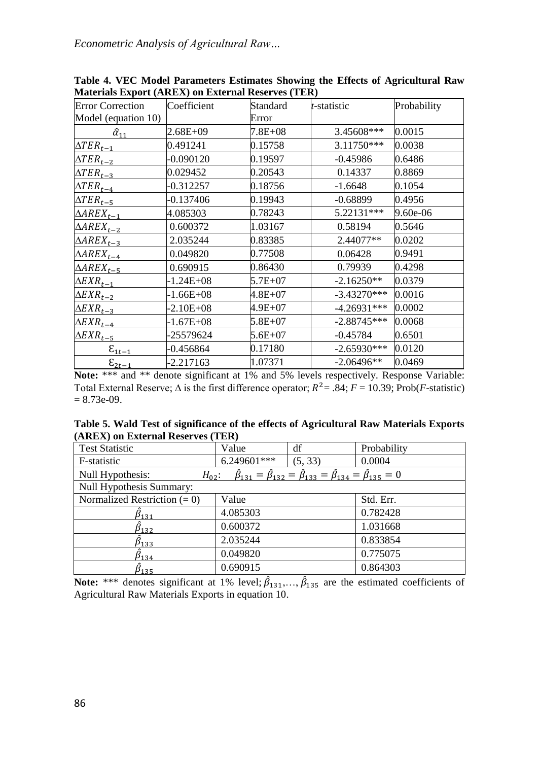**Table 4. VEC Model Parameters Estimates Showing the Effects of Agricultural Raw Materials Export (AREX) on External Reserves (TER)**

| Error Correction Model (equation 10) | Coefficient | Standard Error | *t*-statistic | Probability |
|---|---|---|---|---|
| $\hat{\alpha}_{11}$ | 2.68E+09 | 7.8E+08 | 3.45608*** | 0.0015 |
| $\Delta TER_{t-1}$ | 0.491241 | 0.15758 | 3.11750*** | 0.0038 |
| $\Delta TER_{t-2}$ | -0.090120 | 0.19597 | -0.45986 | 0.6486 |
| $\Delta TER_{t-3}$ | 0.029452 | 0.20543 | 0.14337 | 0.8869 |
| $\Delta TER_{t-4}$ | -0.312257 | 0.18756 | -1.6648 | 0.1054 |
| $\Delta TER_{t-5}$ | -0.137406 | 0.19943 | -0.68899 | 0.4956 |
| $\Delta AREX_{t-1}$ | 4.085303 | 0.78243 | 5.22131*** | 9.60e-06 |
| $\Delta AREX_{t-2}$ | 0.600372 | 1.03167 | 0.58194 | 0.5646 |
| $\Delta AREX_{t-3}$ | 2.035244 | 0.83385 | 2.44077** | 0.0202 |
| $\Delta AREX_{t-4}$ | 0.049820 | 0.77508 | 0.06428 | 0.9491 |
| $\Delta AREX_{t-5}$ | 0.690915 | 0.86430 | 0.79939 | 0.4298 |
| $\Delta EXR_{t-1}$ | -1.24E+08 | 5.7E+07 | -2.16250** | 0.0379 |
| $\Delta EXR_{t-2}$ | -1.66E+08 | 4.8E+07 | -3.43270*** | 0.0016 |
| $\Delta EXR_{t-3}$ | -2.10E+08 | 4.9E+07 | -4.26931*** | 0.0002 |
| $\Delta EXR_{t-4}$ | -1.67E+08 | 5.8E+07 | -2.88745*** | 0.0068 |
| $\Delta EXR_{t-5}$ | -25579624 | 5.6E+07 | -0.45784 | 0.6501 |
| $\varepsilon_{1t-1}$ | -0.456864 | 0.17180 | -2.65930*** | 0.0120 |
| $\varepsilon_{2t-1}$ | -2.217163 | 1.07371 | -2.06496** | 0.0469 |

**Note:** *** and ** denote significant at 1% and 5% levels respectively. Response Variable: Total External Reserve; Δ is the first difference operator; $R^2 = .84$; $F = 10.39$; Prob(*F*-statistic) = 8.73e-09.

**Table 5. Wald Test of significance of the effects of Agricultural Raw Materials Exports (AREX) on External Reserves (TER)**

| Test Statistic | Value | df | Probability |
|---|---|---|---|
| F-statistic | 6.249601*** | (5, 33) | 0.0004 |
| Null Hypothesis: $H_{02}$: $\hat{\beta}_{131} = \hat{\beta}_{132} = \hat{\beta}_{133} = \hat{\beta}_{134} = \hat{\beta}_{135} = 0$ | | | |
| Null Hypothesis Summary: | | | |
| Normalized Restriction (= 0) | Value | | Std. Err. |
| $\hat{\beta}_{131}$ | 4.085303 | | 0.782428 |
| $\hat{\beta}_{132}$ | 0.600372 | | 1.031668 |
| $\hat{\beta}_{133}$ | 2.035244 | | 0.833854 |
| $\hat{\beta}_{134}$ | 0.049820 | | 0.775075 |
| $\hat{\beta}_{135}$ | 0.690915 | | 0.864303 |

**Note:** *** denotes significant at 1% level; $\hat{\beta}_{131},\ldots,\hat{\beta}_{135}$ are the estimated coefficients of Agricultural Raw Materials Exports in equation 10.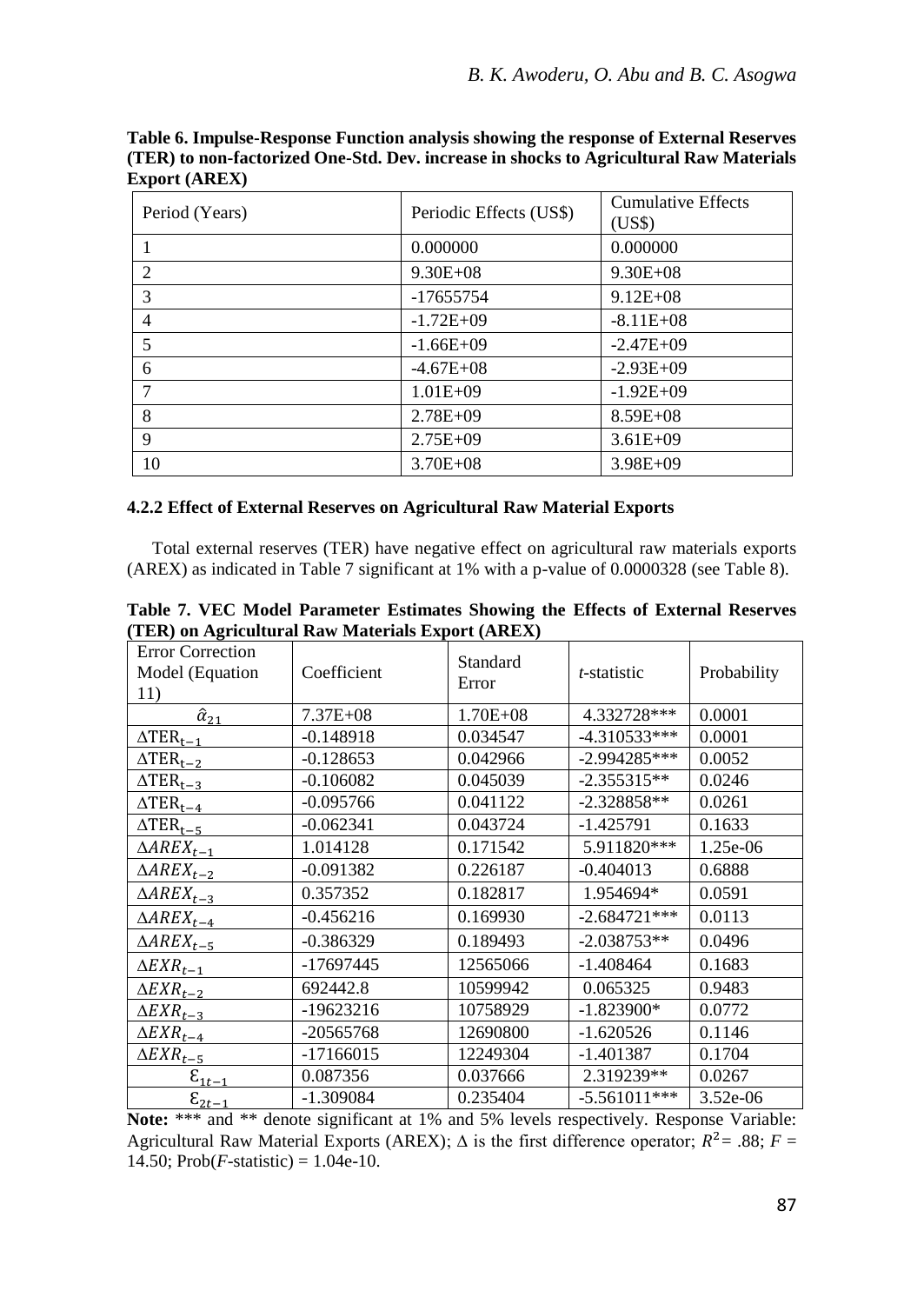**Table 6. Impulse-Response Function analysis showing the response of External Reserves (TER) to non-factorized One-Std. Dev. increase in shocks to Agricultural Raw Materials Export (AREX)**

| Period (Years) | Periodic Effects (US$) | Cumulative Effects (US$) |
|---|---|---|
| 1 | 0.000000 | 0.000000 |
| 2 | 9.30E+08 | 9.30E+08 |
| 3 | -17655754 | 9.12E+08 |
| 4 | -1.72E+09 | -8.11E+08 |
| 5 | -1.66E+09 | -2.47E+09 |
| 6 | -4.67E+08 | -2.93E+09 |
| 7 | 1.01E+09 | -1.92E+09 |
| 8 | 2.78E+09 | 8.59E+08 |
| 9 | 2.75E+09 | 3.61E+09 |
| 10 | 3.70E+08 | 3.98E+09 |

#### 4.2.2 Effect of External Reserves on Agricultural Raw Material Exports

Total external reserves (TER) have negative effect on agricultural raw materials exports (AREX) as indicated in Table 7 significant at 1% with a p-value of 0.0000328 (see Table 8).

**Table 7. VEC Model Parameter Estimates Showing the Effects of External Reserves (TER) on Agricultural Raw Materials Export (AREX)**

| Error Correction Model (Equation 11) | Coefficient | Standard Error | *t*-statistic | Probability |
|---|---|---|---|---|
| $\hat{\alpha}_{21}$ | 7.37E+08 | 1.70E+08 | 4.332728*** | 0.0001 |
| $\Delta TER_{t-1}$ | -0.148918 | 0.034547 | -4.310533*** | 0.0001 |
| $\Delta TER_{t-2}$ | -0.128653 | 0.042966 | -2.994285*** | 0.0052 |
| $\Delta TER_{t-3}$ | -0.106082 | 0.045039 | -2.355315** | 0.0246 |
| $\Delta TER_{t-4}$ | -0.095766 | 0.041122 | -2.328858** | 0.0261 |
| $\Delta TER_{t-5}$ | -0.062341 | 0.043724 | -1.425791 | 0.1633 |
| $\Delta AREX_{t-1}$ | 1.014128 | 0.171542 | 5.911820*** | 1.25e-06 |
| $\Delta AREX_{t-2}$ | -0.091382 | 0.226187 | -0.404013 | 0.6888 |
| $\Delta AREX_{t-3}$ | 0.357352 | 0.182817 | 1.954694* | 0.0591 |
| $\Delta AREX_{t-4}$ | -0.456216 | 0.169930 | -2.684721*** | 0.0113 |
| $\Delta AREX_{t-5}$ | -0.386329 | 0.189493 | -2.038753** | 0.0496 |
| $\Delta EXR_{t-1}$ | -17697445 | 12565066 | -1.408464 | 0.1683 |
| $\Delta EXR_{t-2}$ | 692442.8 | 10599942 | 0.065325 | 0.9483 |
| $\Delta EXR_{t-3}$ | -19623216 | 10758929 | -1.823900* | 0.0772 |
| $\Delta EXR_{t-4}$ | -20565768 | 12690800 | -1.620526 | 0.1146 |
| $\Delta EXR_{t-5}$ | -17166015 | 12249304 | -1.401387 | 0.1704 |
| $\varepsilon_{1t-1}$ | 0.087356 | 0.037666 | 2.319239** | 0.0267 |
| $\varepsilon_{2t-1}$ | -1.309084 | 0.235404 | -5.561011*** | 3.52e-06 |

**Note:** *** and ** denote significant at 1% and 5% levels respectively. Response Variable: Agricultural Raw Material Exports (AREX); $\Delta$ is the first difference operator; $R^2 = .88$; $F = 14.50$; Prob($F$-statistic) = 1.04e-10.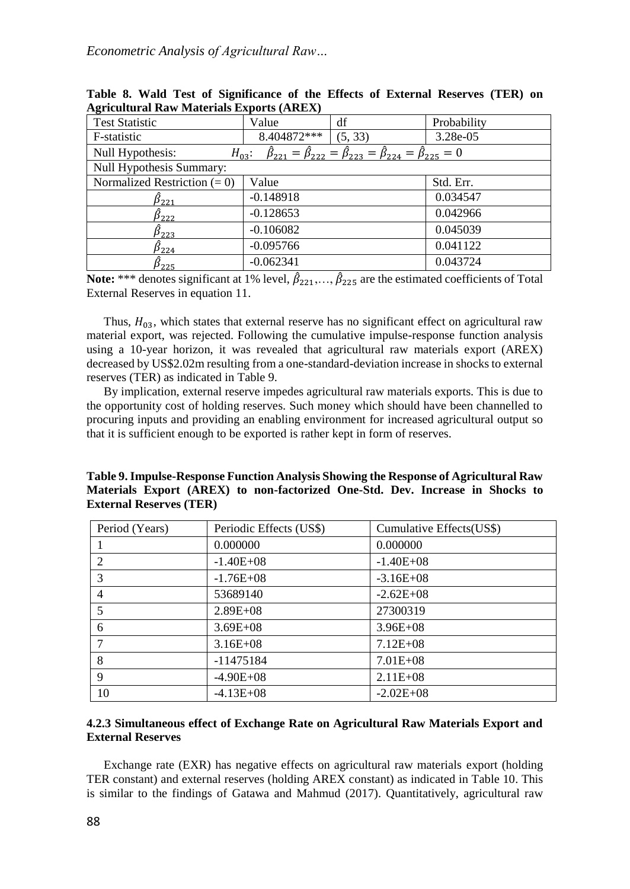**Table 8. Wald Test of Significance of the Effects of External Reserves (TER) on Agricultural Raw Materials Exports (AREX)**

| Test Statistic | Value | df | Probability |
|---|---|---|---|
| F-statistic | 8.404872*** | (5, 33) | 3.28e-05 |
| Null Hypothesis: | $H_{03}$: $\hat{\beta}_{221} = \hat{\beta}_{222} = \hat{\beta}_{223} = \hat{\beta}_{224} = \hat{\beta}_{225} = 0$ | | |
| Null Hypothesis Summary: | | | |
| Normalized Restriction (= 0) | Value | | Std. Err. |
| $\hat{\beta}_{221}$ | -0.148918 | | 0.034547 |
| $\hat{\beta}_{222}$ | -0.128653 | | 0.042966 |
| $\hat{\beta}_{223}$ | -0.106082 | | 0.045039 |
| $\hat{\beta}_{224}$ | -0.095766 | | 0.041122 |
| $\hat{\beta}_{225}$ | -0.062341 | | 0.043724 |

**Note:** *** denotes significant at 1% level, $\hat{\beta}_{221}, \ldots, \hat{\beta}_{225}$ are the estimated coefficients of Total External Reserves in equation 11.

Thus, $H_{03}$, which states that external reserve has no significant effect on agricultural raw material export, was rejected. Following the cumulative impulse-response function analysis using a 10-year horizon, it was revealed that agricultural raw materials export (AREX) decreased by US$2.02m resulting from a one-standard-deviation increase in shocks to external reserves (TER) as indicated in Table 9.

By implication, external reserve impedes agricultural raw materials exports. This is due to the opportunity cost of holding reserves. Such money which should have been channelled to procuring inputs and providing an enabling environment for increased agricultural output so that it is sufficient enough to be exported is rather kept in form of reserves.

**Table 9. Impulse-Response Function Analysis Showing the Response of Agricultural Raw Materials Export (AREX) to non-factorized One-Std. Dev. Increase in Shocks to External Reserves (TER)**

| Period (Years) | Periodic Effects (US$) | Cumulative Effects(US$) |
|---|---|---|
| 1 | 0.000000 | 0.000000 |
| 2 | -1.40E+08 | -1.40E+08 |
| 3 | -1.76E+08 | -3.16E+08 |
| 4 | 53689140 | -2.62E+08 |
| 5 | 2.89E+08 | 27300319 |
| 6 | 3.69E+08 | 3.96E+08 |
| 7 | 3.16E+08 | 7.12E+08 |
| 8 | -11475184 | 7.01E+08 |
| 9 | -4.90E+08 | 2.11E+08 |
| 10 | -4.13E+08 | -2.02E+08 |

### 4.2.3 Simultaneous effect of Exchange Rate on Agricultural Raw Materials Export and External Reserves

Exchange rate (EXR) has negative effects on agricultural raw materials export (holding TER constant) and external reserves (holding AREX constant) as indicated in Table 10. This is similar to the findings of Gatawa and Mahmud (2017). Quantitatively, agricultural raw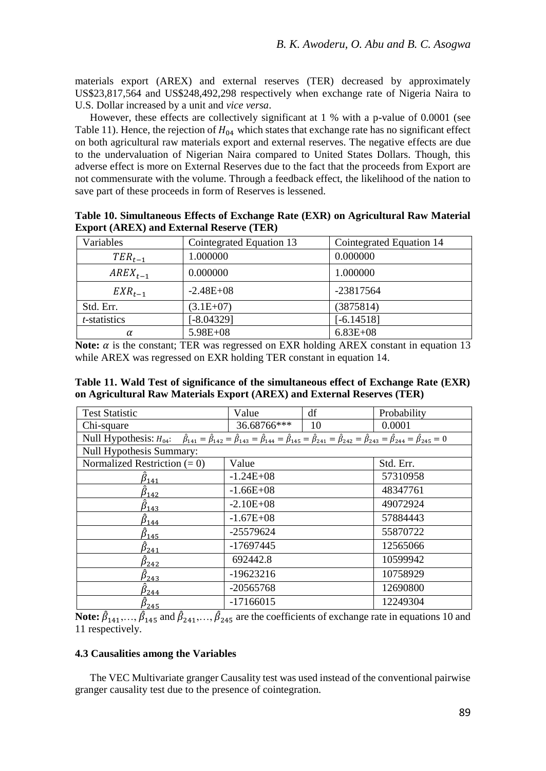materials export (AREX) and external reserves (TER) decreased by approximately US$23,817,564 and US$248,492,298 respectively when exchange rate of Nigeria Naira to U.S. Dollar increased by a unit and *vice versa*.

However, these effects are collectively significant at 1 % with a p-value of 0.0001 (see Table 11). Hence, the rejection of $H_{04}$ which states that exchange rate has no significant effect on both agricultural raw materials export and external reserves. The negative effects are due to the undervaluation of Nigerian Naira compared to United States Dollars. Though, this adverse effect is more on External Reserves due to the fact that the proceeds from Export are not commensurate with the volume. Through a feedback effect, the likelihood of the nation to save part of these proceeds in form of Reserves is lessened.

**Table 10. Simultaneous Effects of Exchange Rate (EXR) on Agricultural Raw Material Export (AREX) and External Reserve (TER)**

| Variables | Cointegrated Equation 13 | Cointegrated Equation 14 |
|---|---|---|
| $TER_{t-1}$ | 1.000000 | 0.000000 |
| $AREX_{t-1}$ | 0.000000 | 1.000000 |
| $EXR_{t-1}$ | -2.48E+08 | -23817564 |
| Std. Err. | (3.1E+07) | (3875814) |
| *t*-statistics | [-8.04329] | [-6.14518] |
| $\alpha$ | 5.98E+08 | 6.83E+08 |

**Note:** $\alpha$ is the constant; TER was regressed on EXR holding AREX constant in equation 13 while AREX was regressed on EXR holding TER constant in equation 14.

**Table 11. Wald Test of significance of the simultaneous effect of Exchange Rate (EXR) on Agricultural Raw Materials Export (AREX) and External Reserves (TER)**

| Test Statistic | Value | df | Probability |
|---|---|---|---|
| Chi-square | 36.68766*** | 10 | 0.0001 |
| Null Hypothesis: $H_{04}$: $\hat{\beta}_{141} = \hat{\beta}_{142} = \hat{\beta}_{143} = \hat{\beta}_{144} = \hat{\beta}_{145} = \hat{\beta}_{241} = \hat{\beta}_{242} = \hat{\beta}_{243} = \hat{\beta}_{244} = \hat{\beta}_{245} = 0$ | | | |
| Null Hypothesis Summary: | | | |
| Normalized Restriction (= 0) | Value | | Std. Err. |
| $\hat{\beta}_{141}$ | -1.24E+08 | | 57310958 |
| $\hat{\beta}_{142}$ | -1.66E+08 | | 48347761 |
| $\hat{\beta}_{143}$ | -2.10E+08 | | 49072924 |
| $\hat{\beta}_{144}$ | -1.67E+08 | | 57884443 |
| $\hat{\beta}_{145}$ | -25579624 | | 55870722 |
| $\hat{\beta}_{241}$ | -17697445 | | 12565066 |
| $\hat{\beta}_{242}$ | 692442.8 | | 10599942 |
| $\hat{\beta}_{243}$ | -19623216 | | 10758929 |
| $\hat{\beta}_{244}$ | -20565768 | | 12690800 |
| $\hat{\beta}_{245}$ | -17166015 | | 12249304 |

**Note:** $\hat{\beta}_{141},\ldots,\hat{\beta}_{145}$ and $\hat{\beta}_{241},\ldots,\hat{\beta}_{245}$ are the coefficients of exchange rate in equations 10 and 11 respectively.

### 4.3 Causalities among the Variables

The VEC Multivariate granger Causality test was used instead of the conventional pairwise granger causality test due to the presence of cointegration.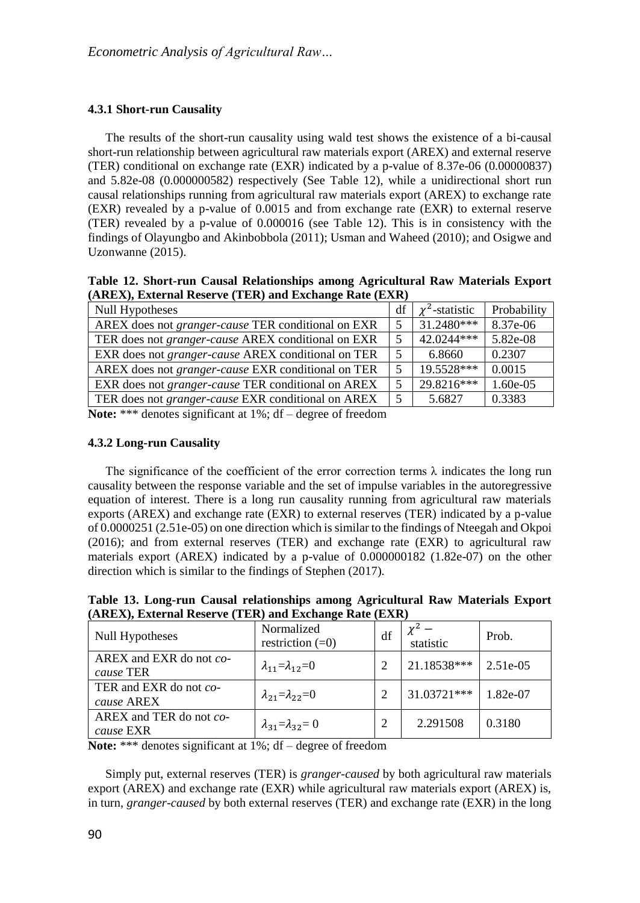### 4.3.1 Short-run Causality

The results of the short-run causality using wald test shows the existence of a bi-causal short-run relationship between agricultural raw materials export (AREX) and external reserve (TER) conditional on exchange rate (EXR) indicated by a p-value of 8.37e-06 (0.00000837) and 5.82e-08 (0.000000582) respectively (See Table 12), while a unidirectional short run causal relationships running from agricultural raw materials export (AREX) to exchange rate (EXR) revealed by a p-value of 0.0015 and from exchange rate (EXR) to external reserve (TER) revealed by a p-value of 0.000016 (see Table 12). This is in consistency with the findings of Olayungbo and Akinbobbola (2011); Usman and Waheed (2010); and Osigwe and Uzonwanne (2015).

**Table 12. Short-run Causal Relationships among Agricultural Raw Materials Export (AREX), External Reserve (TER) and Exchange Rate (EXR)**

| Null Hypotheses | df | $\chi^2$-statistic | Probability |
|---|---|---|---|
| AREX does not *granger-cause* TER conditional on EXR | 5 | 31.2480*** | 8.37e-06 |
| TER does not *granger-cause* AREX conditional on EXR | 5 | 42.0244*** | 5.82e-08 |
| EXR does not *granger-cause* AREX conditional on TER | 5 | 6.8660 | 0.2307 |
| AREX does not *granger-cause* EXR conditional on TER | 5 | 19.5528*** | 0.0015 |
| EXR does not *granger-cause* TER conditional on AREX | 5 | 29.8216*** | 1.60e-05 |
| TER does not *granger-cause* EXR conditional on AREX | 5 | 5.6827 | 0.3383 |

**Note:** *** denotes significant at 1%; df – degree of freedom

### 4.3.2 Long-run Causality

The significance of the coefficient of the error correction terms $\lambda$ indicates the long run causality between the response variable and the set of impulse variables in the autoregressive equation of interest. There is a long run causality running from agricultural raw materials exports (AREX) and exchange rate (EXR) to external reserves (TER) indicated by a p-value of 0.0000251 (2.51e-05) on one direction which is similar to the findings of Nteegah and Okpoi (2016); and from external reserves (TER) and exchange rate (EXR) to agricultural raw materials export (AREX) indicated by a p-value of 0.000000182 (1.82e-07) on the other direction which is similar to the findings of Stephen (2017).

**Table 13. Long-run Causal relationships among Agricultural Raw Materials Export (AREX), External Reserve (TER) and Exchange Rate (EXR)**

| Null Hypotheses | Normalized restriction (=0) | df | $\chi^2$ – statistic | Prob. |
|---|---|---|---|---|
| AREX and EXR do not *co-cause* TER | $\lambda_{11}=\lambda_{12}=0$ | 2 | 21.18538*** | 2.51e-05 |
| TER and EXR do not *co-cause* AREX | $\lambda_{21}=\lambda_{22}=0$ | 2 | 31.03721*** | 1.82e-07 |
| AREX and TER do not *co-cause* EXR | $\lambda_{31}=\lambda_{32}=0$ | 2 | 2.291508 | 0.3180 |

**Note:** *** denotes significant at 1%; df – degree of freedom

Simply put, external reserves (TER) is *granger-caused* by both agricultural raw materials export (AREX) and exchange rate (EXR) while agricultural raw materials export (AREX) is, in turn, *granger-caused* by both external reserves (TER) and exchange rate (EXR) in the long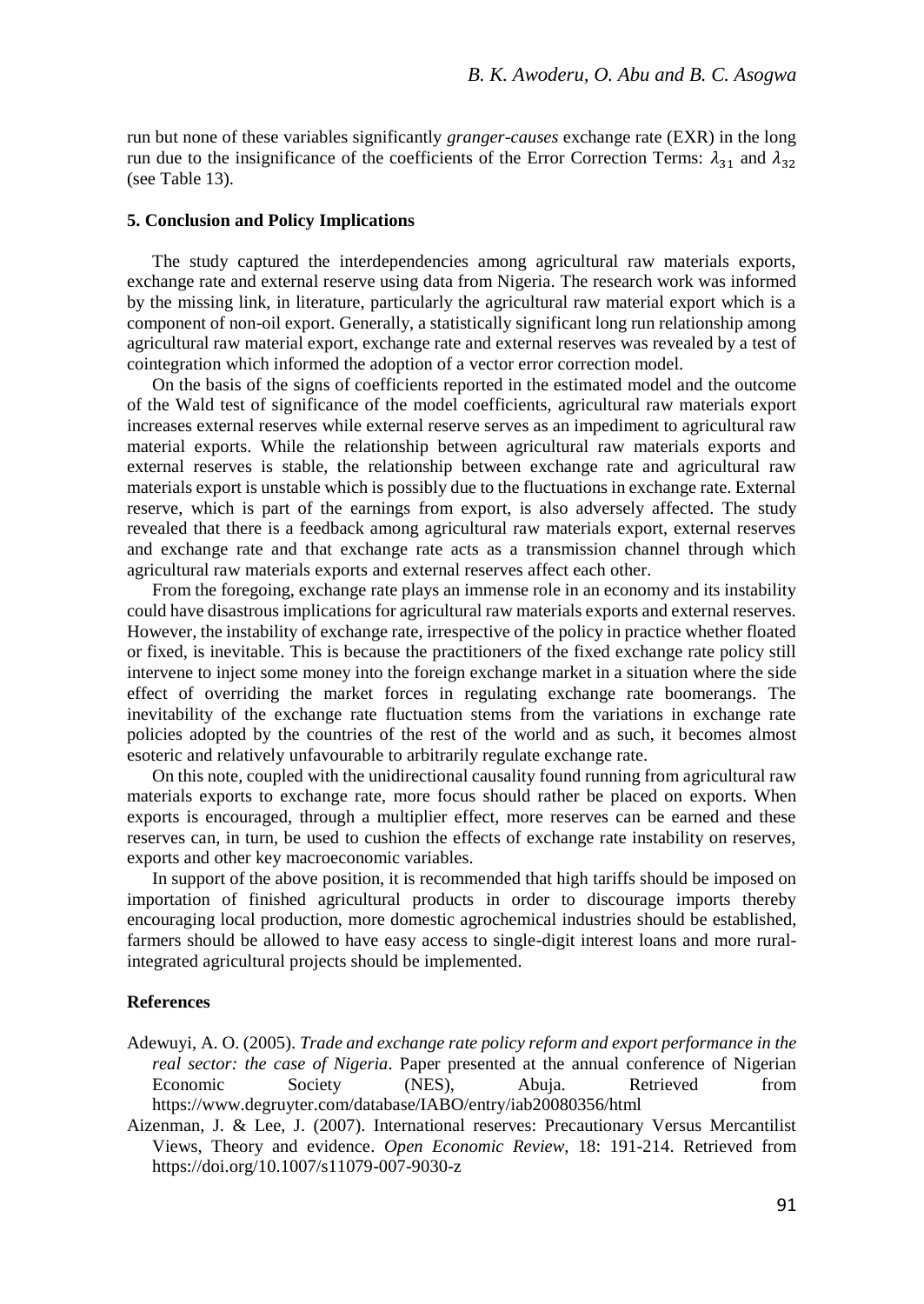run but none of these variables significantly *granger-causes* exchange rate (EXR) in the long run due to the insignificance of the coefficients of the Error Correction Terms: $\lambda_{31}$ and $\lambda_{32}$ (see Table 13).

### 5. Conclusion and Policy Implications

The study captured the interdependencies among agricultural raw materials exports, exchange rate and external reserve using data from Nigeria. The research work was informed by the missing link, in literature, particularly the agricultural raw material export which is a component of non-oil export. Generally, a statistically significant long run relationship among agricultural raw material export, exchange rate and external reserves was revealed by a test of cointegration which informed the adoption of a vector error correction model.

On the basis of the signs of coefficients reported in the estimated model and the outcome of the Wald test of significance of the model coefficients, agricultural raw materials export increases external reserves while external reserve serves as an impediment to agricultural raw material exports. While the relationship between agricultural raw materials exports and external reserves is stable, the relationship between exchange rate and agricultural raw materials export is unstable which is possibly due to the fluctuations in exchange rate. External reserve, which is part of the earnings from export, is also adversely affected. The study revealed that there is a feedback among agricultural raw materials export, external reserves and exchange rate and that exchange rate acts as a transmission channel through which agricultural raw materials exports and external reserves affect each other.

From the foregoing, exchange rate plays an immense role in an economy and its instability could have disastrous implications for agricultural raw materials exports and external reserves. However, the instability of exchange rate, irrespective of the policy in practice whether floated or fixed, is inevitable. This is because the practitioners of the fixed exchange rate policy still intervene to inject some money into the foreign exchange market in a situation where the side effect of overriding the market forces in regulating exchange rate boomerangs. The inevitability of the exchange rate fluctuation stems from the variations in exchange rate policies adopted by the countries of the rest of the world and as such, it becomes almost esoteric and relatively unfavourable to arbitrarily regulate exchange rate.

On this note, coupled with the unidirectional causality found running from agricultural raw materials exports to exchange rate, more focus should rather be placed on exports. When exports is encouraged, through a multiplier effect, more reserves can be earned and these reserves can, in turn, be used to cushion the effects of exchange rate instability on reserves, exports and other key macroeconomic variables.

In support of the above position, it is recommended that high tariffs should be imposed on importation of finished agricultural products in order to discourage imports thereby encouraging local production, more domestic agrochemical industries should be established, farmers should be allowed to have easy access to single-digit interest loans and more rural-integrated agricultural projects should be implemented.

### References

Adewuyi, A. O. (2005). *Trade and exchange rate policy reform and export performance in the real sector: the case of Nigeria*. Paper presented at the annual conference of Nigerian Economic Society (NES), Abuja. Retrieved from https://www.degruyter.com/database/IABO/entry/iab20080356/html

Aizenman, J. & Lee, J. (2007). International reserves: Precautionary Versus Mercantilist Views, Theory and evidence. *Open Economic Review,* 18: 191-214. Retrieved from https://doi.org/10.1007/s11079-007-9030-z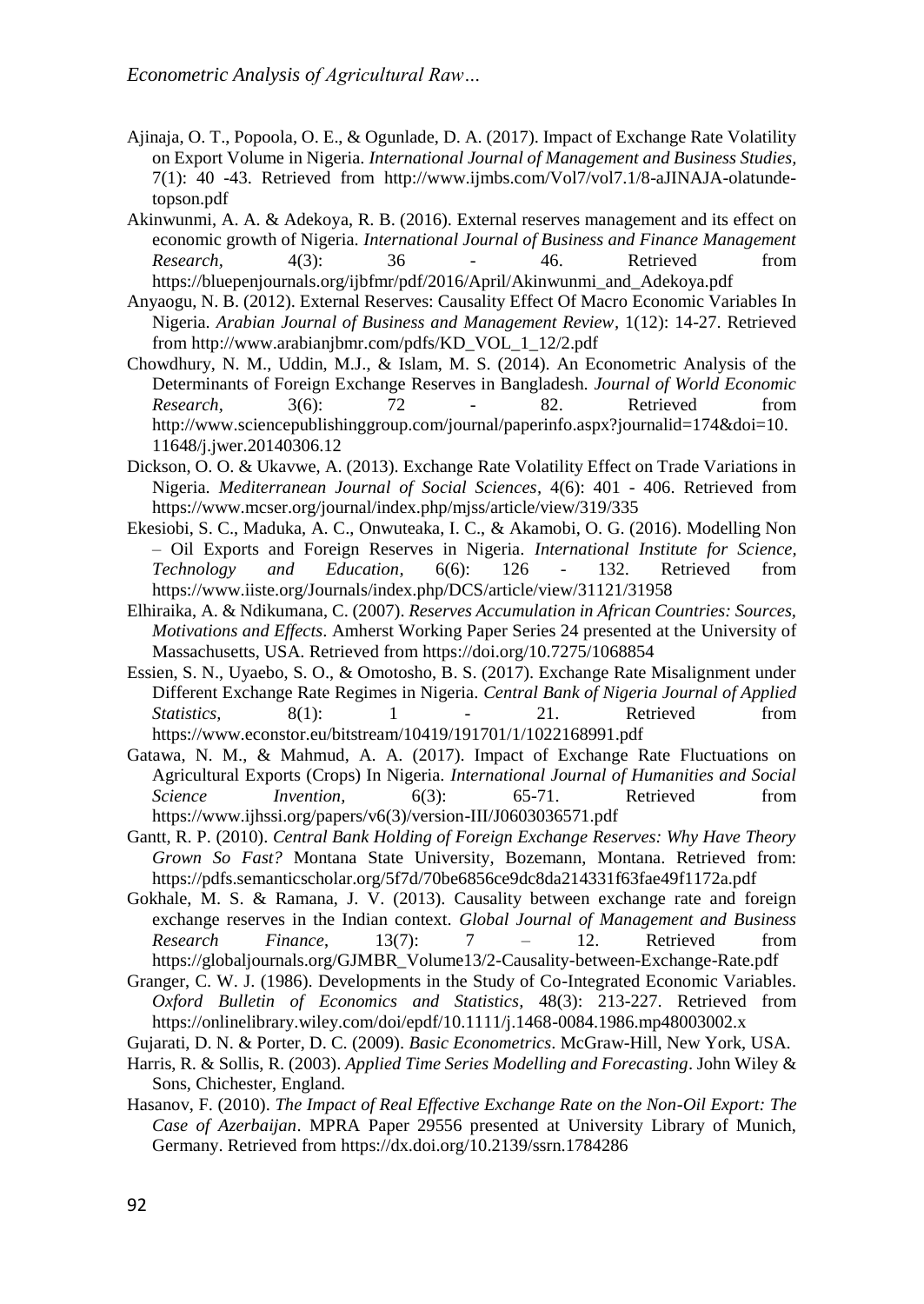Ajinaja, O. T., Popoola, O. E., & Ogunlade, D. A. (2017). Impact of Exchange Rate Volatility on Export Volume in Nigeria. *International Journal of Management and Business Studies,* 7(1): 40 -43. Retrieved from http://www.ijmbs.com/Vol7/vol7.1/8-aJINAJA-olatunde-topson.pdf

Akinwunmi, A. A. & Adekoya, R. B. (2016). External reserves management and its effect on economic growth of Nigeria. *International Journal of Business and Finance Management Research,* 4(3): 36 - 46. Retrieved from https://bluepenjournals.org/ijbfmr/pdf/2016/April/Akinwunmi_and_Adekoya.pdf

Anyaogu, N. B. (2012). External Reserves: Causality Effect Of Macro Economic Variables In Nigeria. *Arabian Journal of Business and Management Review,* 1(12): 14-27. Retrieved from http://www.arabianjbmr.com/pdfs/KD_VOL_1_12/2.pdf

Chowdhury, N. M., Uddin, M.J., & Islam, M. S. (2014). An Econometric Analysis of the Determinants of Foreign Exchange Reserves in Bangladesh. *Journal of World Economic Research,* 3(6): 72 - 82. Retrieved from http://www.sciencepublishinggroup.com/journal/paperinfo.aspx?journalid=174&doi=10.11648/j.jwer.20140306.12

Dickson, O. O. & Ukavwe, A. (2013). Exchange Rate Volatility Effect on Trade Variations in Nigeria. *Mediterranean Journal of Social Sciences,* 4(6): 401 - 406. Retrieved from https://www.mcser.org/journal/index.php/mjss/article/view/319/335

Ekesiobi, S. C., Maduka, A. C., Onwuteaka, I. C., & Akamobi, O. G. (2016). Modelling Non – Oil Exports and Foreign Reserves in Nigeria. *International Institute for Science, Technology and Education,* 6(6): 126 - 132. Retrieved from https://www.iiste.org/Journals/index.php/DCS/article/view/31121/31958

Elhiraika, A. & Ndikumana, C. (2007). *Reserves Accumulation in African Countries: Sources, Motivations and Effects*. Amherst Working Paper Series 24 presented at the University of Massachusetts, USA. Retrieved from https://doi.org/10.7275/1068854

Essien, S. N., Uyaebo, S. O., & Omotosho, B. S. (2017). Exchange Rate Misalignment under Different Exchange Rate Regimes in Nigeria. *Central Bank of Nigeria Journal of Applied Statistics,* 8(1): 1 - 21. Retrieved from https://www.econstor.eu/bitstream/10419/191701/1/1022168991.pdf

Gatawa, N. M., & Mahmud, A. A. (2017). Impact of Exchange Rate Fluctuations on Agricultural Exports (Crops) In Nigeria. *International Journal of Humanities and Social Science Invention,* 6(3): 65-71. Retrieved from https://www.ijhssi.org/papers/v6(3)/version-III/J0603036571.pdf

Gantt, R. P. (2010). *Central Bank Holding of Foreign Exchange Reserves: Why Have Theory Grown So Fast?* Montana State University, Bozemann, Montana. Retrieved from: https://pdfs.semanticscholar.org/5f7d/70be6856ce9dc8da214331f63fae49f1172a.pdf

Gokhale, M. S. & Ramana, J. V. (2013). Causality between exchange rate and foreign exchange reserves in the Indian context. *Global Journal of Management and Business Research Finance,* 13(7): 7 – 12. Retrieved from https://globaljournals.org/GJMBR_Volume13/2-Causality-between-Exchange-Rate.pdf

Granger, C. W. J. (1986). Developments in the Study of Co-Integrated Economic Variables. *Oxford Bulletin of Economics and Statistics,* 48(3): 213-227. Retrieved from https://onlinelibrary.wiley.com/doi/epdf/10.1111/j.1468-0084.1986.mp48003002.x

Gujarati, D. N. & Porter, D. C. (2009). *Basic Econometrics*. McGraw-Hill, New York, USA.

Harris, R. & Sollis, R. (2003). *Applied Time Series Modelling and Forecasting*. John Wiley & Sons, Chichester, England.

Hasanov, F. (2010). *The Impact of Real Effective Exchange Rate on the Non-Oil Export: The Case of Azerbaijan*. MPRA Paper 29556 presented at University Library of Munich, Germany. Retrieved from https://dx.doi.org/10.2139/ssrn.1784286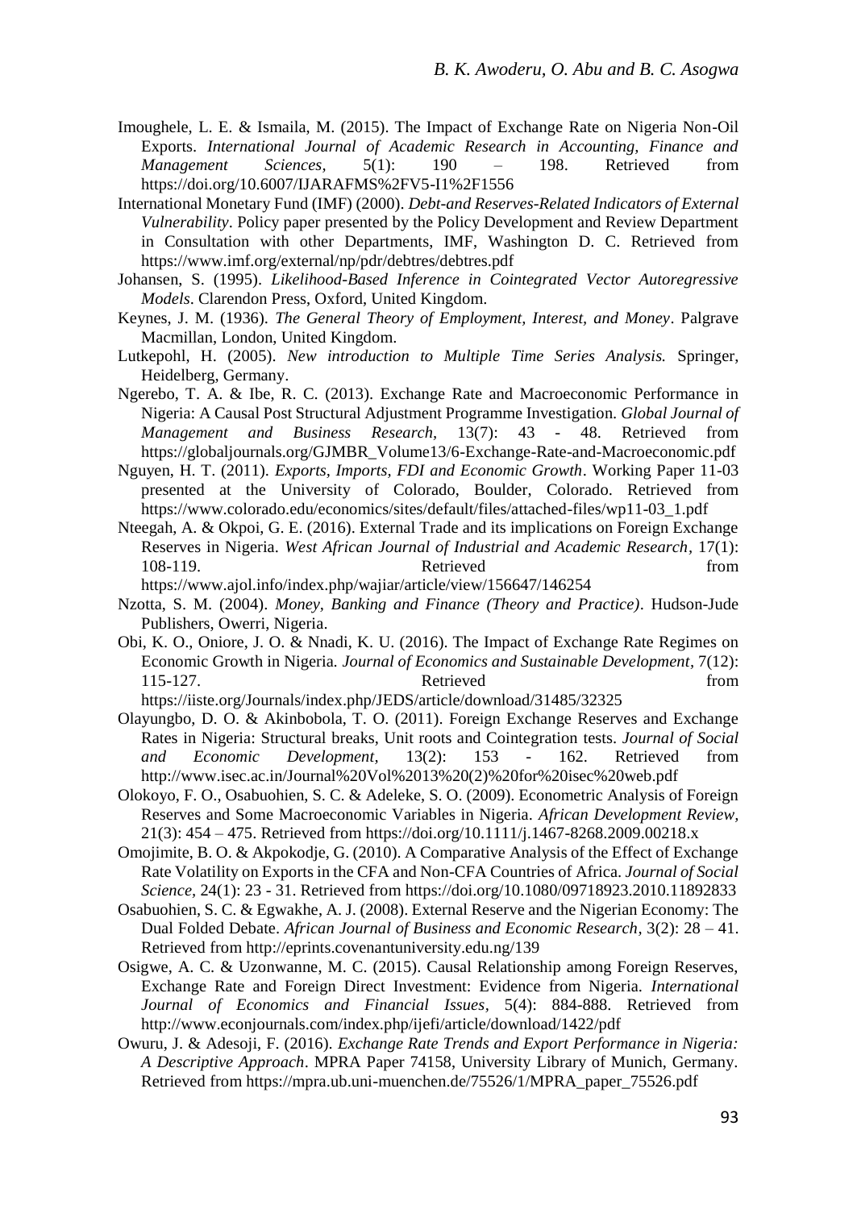Imoughele, L. E. & Ismaila, M. (2015). The Impact of Exchange Rate on Nigeria Non-Oil Exports. *International Journal of Academic Research in Accounting, Finance and Management Sciences*, 5(1): 190 – 198. Retrieved from https://doi.org/10.6007/IJARAFMS%2FV5-I1%2F1556

International Monetary Fund (IMF) (2000). *Debt-and Reserves-Related Indicators of External Vulnerability*. Policy paper presented by the Policy Development and Review Department in Consultation with other Departments, IMF, Washington D. C. Retrieved from https://www.imf.org/external/np/pdr/debtres/debtres.pdf

Johansen, S. (1995). *Likelihood-Based Inference in Cointegrated Vector Autoregressive Models*. Clarendon Press, Oxford, United Kingdom.

Keynes, J. M. (1936). *The General Theory of Employment, Interest, and Money*. Palgrave Macmillan, London, United Kingdom.

Lutkepohl, H. (2005). *New introduction to Multiple Time Series Analysis.* Springer, Heidelberg, Germany.

Ngerebo, T. A. & Ibe, R. C. (2013). Exchange Rate and Macroeconomic Performance in Nigeria: A Causal Post Structural Adjustment Programme Investigation. *Global Journal of Management and Business Research,* 13(7): 43 - 48. Retrieved from https://globaljournals.org/GJMBR_Volume13/6-Exchange-Rate-and-Macroeconomic.pdf

Nguyen, H. T. (2011). *Exports, Imports, FDI and Economic Growth*. Working Paper 11-03 presented at the University of Colorado, Boulder, Colorado. Retrieved from https://www.colorado.edu/economics/sites/default/files/attached-files/wp11-03_1.pdf

Nteegah, A. & Okpoi, G. E. (2016). External Trade and its implications on Foreign Exchange Reserves in Nigeria. *West African Journal of Industrial and Academic Research*, 17(1): 108-119. Retrieved from https://www.ajol.info/index.php/wajiar/article/view/156647/146254

Nzotta, S. M. (2004). *Money, Banking and Finance (Theory and Practice)*. Hudson-Jude Publishers, Owerri, Nigeria.

Obi, K. O., Oniore, J. O. & Nnadi, K. U. (2016). The Impact of Exchange Rate Regimes on Economic Growth in Nigeria. *Journal of Economics and Sustainable Development*, 7(12): 115-127. Retrieved from https://iiste.org/Journals/index.php/JEDS/article/download/31485/32325

Olayungbo, D. O. & Akinbobola, T. O. (2011). Foreign Exchange Reserves and Exchange Rates in Nigeria: Structural breaks, Unit roots and Cointegration tests. *Journal of Social and Economic Development*, 13(2): 153 - 162. Retrieved from http://www.isec.ac.in/Journal%20Vol%2013%20(2)%20for%20isec%20web.pdf

Olokoyo, F. O., Osabuohien, S. C. & Adeleke, S. O. (2009). Econometric Analysis of Foreign Reserves and Some Macroeconomic Variables in Nigeria. *African Development Review,* 21(3): 454 – 475. Retrieved from https://doi.org/10.1111/j.1467-8268.2009.00218.x

Omojimite, B. O. & Akpokodje, G. (2010). A Comparative Analysis of the Effect of Exchange Rate Volatility on Exports in the CFA and Non-CFA Countries of Africa. *Journal of Social Science,* 24(1): 23 - 31. Retrieved from https://doi.org/10.1080/09718923.2010.11892833

Osabuohien, S. C. & Egwakhe, A. J. (2008). External Reserve and the Nigerian Economy: The Dual Folded Debate. *African Journal of Business and Economic Research,* 3(2): 28 – 41. Retrieved from http://eprints.covenantuniversity.edu.ng/139

Osigwe, A. C. & Uzonwanne, M. C. (2015). Causal Relationship among Foreign Reserves, Exchange Rate and Foreign Direct Investment: Evidence from Nigeria. *International Journal of Economics and Financial Issues*, 5(4): 884-888. Retrieved from http://www.econjournals.com/index.php/ijefi/article/download/1422/pdf

Owuru, J. & Adesoji, F. (2016). *Exchange Rate Trends and Export Performance in Nigeria: A Descriptive Approach*. MPRA Paper 74158, University Library of Munich, Germany. Retrieved from https://mpra.ub.uni-muenchen.de/75526/1/MPRA_paper_75526.pdf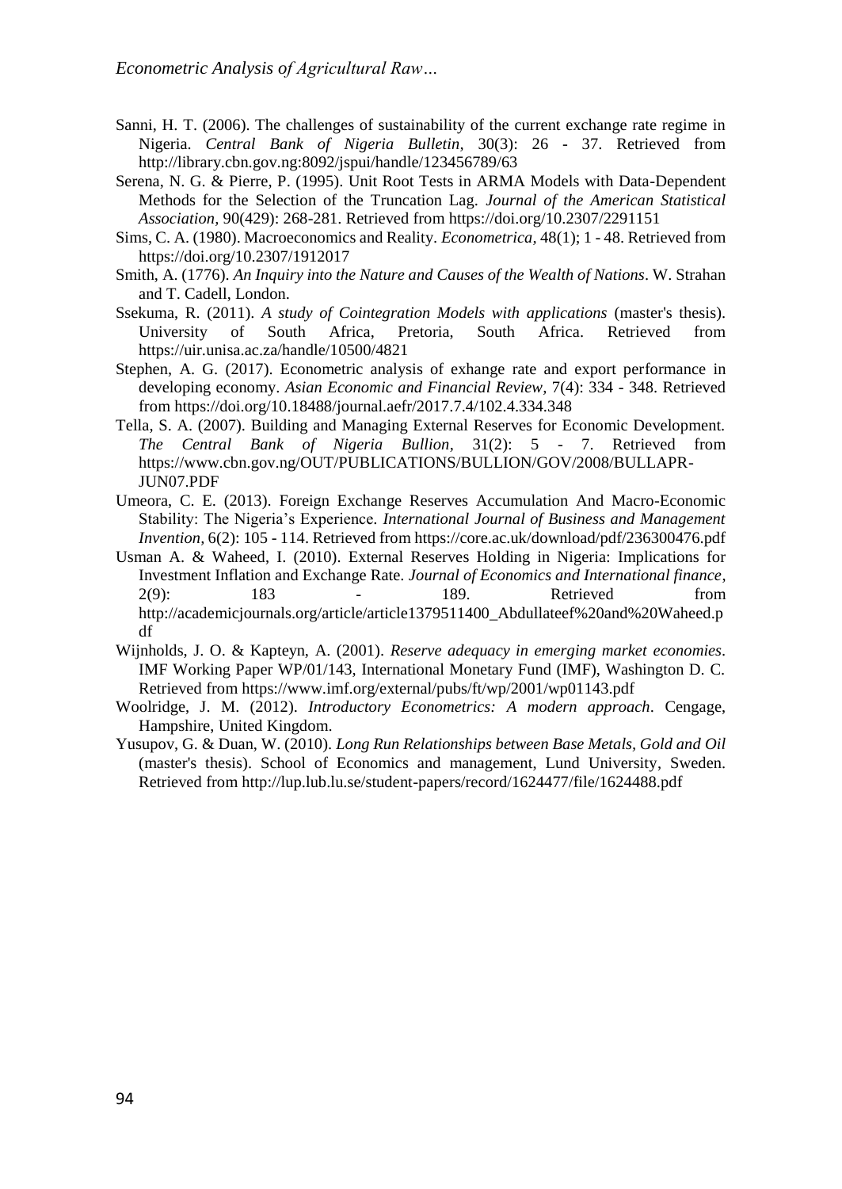Sanni, H. T. (2006). The challenges of sustainability of the current exchange rate regime in Nigeria. *Central Bank of Nigeria Bulletin,* 30(3): 26 - 37. Retrieved from http://library.cbn.gov.ng:8092/jspui/handle/123456789/63

Serena, N. G. & Pierre, P. (1995). Unit Root Tests in ARMA Models with Data-Dependent Methods for the Selection of the Truncation Lag. *Journal of the American Statistical Association,* 90(429): 268-281. Retrieved from https://doi.org/10.2307/2291151

Sims, C. A. (1980). Macroeconomics and Reality. *Econometrica,* 48(1); 1 - 48. Retrieved from https://doi.org/10.2307/1912017

Smith, A. (1776). *An Inquiry into the Nature and Causes of the Wealth of Nations*. W. Strahan and T. Cadell, London.

Ssekuma, R. (2011). *A study of Cointegration Models with applications* (master's thesis). University of South Africa, Pretoria, South Africa. Retrieved from https://uir.unisa.ac.za/handle/10500/4821

Stephen, A. G. (2017). Econometric analysis of exhange rate and export performance in developing economy. *Asian Economic and Financial Review,* 7(4): 334 - 348. Retrieved from https://doi.org/10.18488/journal.aefr/2017.7.4/102.4.334.348

Tella, S. A. (2007). Building and Managing External Reserves for Economic Development. *The Central Bank of Nigeria Bullion*, 31(2): 5 - 7. Retrieved from https://www.cbn.gov.ng/OUT/PUBLICATIONS/BULLION/GOV/2008/BULLAPR-JUN07.PDF

Umeora, C. E. (2013). Foreign Exchange Reserves Accumulation And Macro-Economic Stability: The Nigeria's Experience. *International Journal of Business and Management Invention,* 6(2): 105 - 114. Retrieved from https://core.ac.uk/download/pdf/236300476.pdf

Usman A. & Waheed, I. (2010). External Reserves Holding in Nigeria: Implications for Investment Inflation and Exchange Rate. *Journal of Economics and International finance*, 2(9): 183 - 189. Retrieved from http://academicjournals.org/article/article1379511400_Abdullateef%20and%20Waheed.pdf

Wijnholds, J. O. & Kapteyn, A. (2001). *Reserve adequacy in emerging market economies*. IMF Working Paper WP/01/143, International Monetary Fund (IMF), Washington D. C. Retrieved from https://www.imf.org/external/pubs/ft/wp/2001/wp01143.pdf

Woolridge, J. M. (2012). *Introductory Econometrics: A modern approach*. Cengage, Hampshire, United Kingdom.

Yusupov, G. & Duan, W. (2010). *Long Run Relationships between Base Metals, Gold and Oil* (master's thesis). School of Economics and management, Lund University, Sweden. Retrieved from http://lup.lub.lu.se/student-papers/record/1624477/file/1624488.pdf